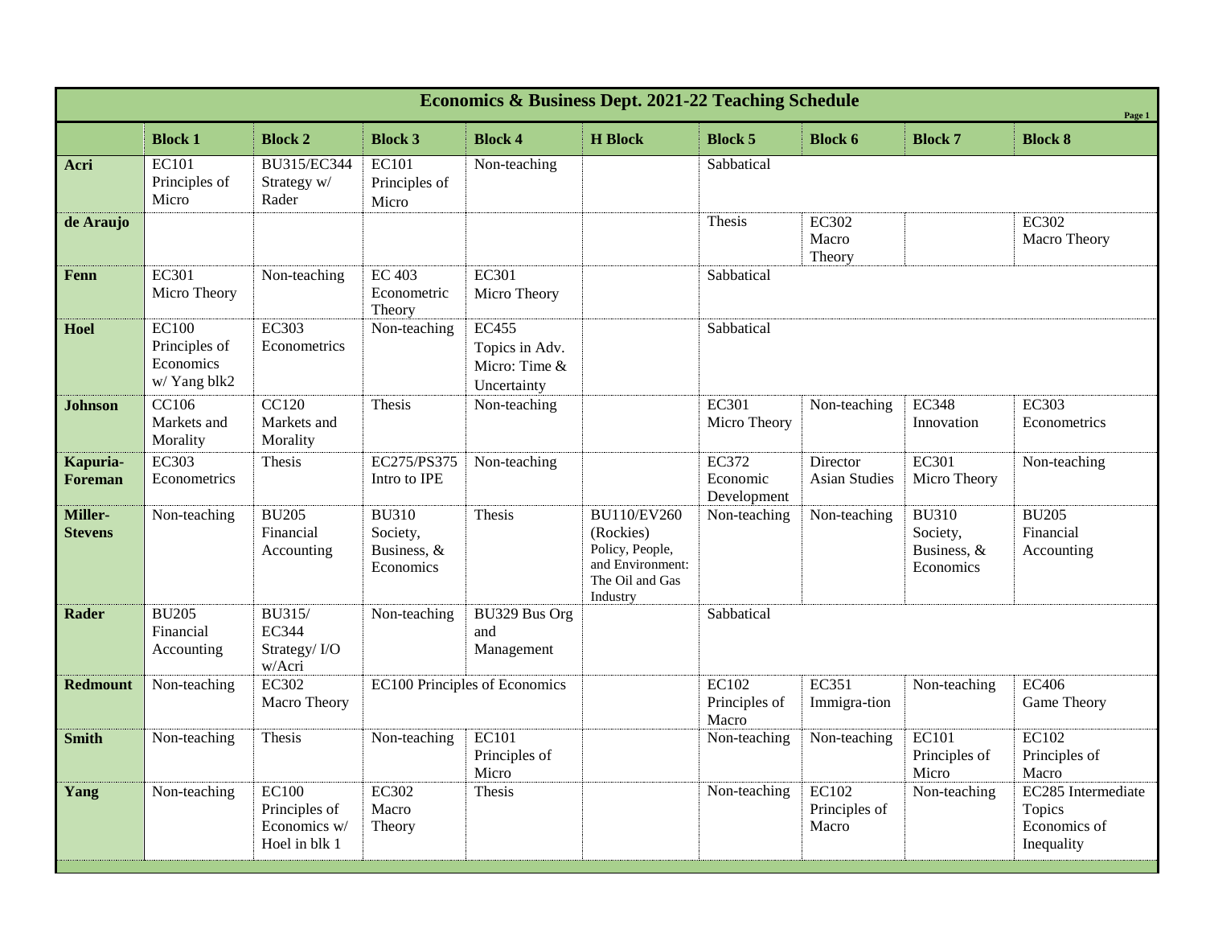# Economics & Business Dept. 2021-22 Teaching Schedule

| | Block 1 | Block 2 | Block 3 | Block 4 | H Block | Block 5 | Block 6 | Block 7 | Block 8 |
|---|---|---|---|---|---|---|---|---|---|
| **Acri** | EC101 Principles of Micro | BU315/EC344 Strategy w/ Rader | EC101 Principles of Micro | Non-teaching | | Sabbatical | | | |
| **de Araujo** | | | | | | Thesis | EC302 Macro Theory | | EC302 Macro Theory |
| **Fenn** | EC301 Micro Theory | Non-teaching | EC 403 Econometric Theory | EC301 Micro Theory | | Sabbatical | | | |
| **Hoel** | EC100 Principles of Economics w/ Yang blk2 | EC303 Econometrics | Non-teaching | EC455 Topics in Adv. Micro: Time & Uncertainty | | Sabbatical | | | |
| **Johnson** | CC106 Markets and Morality | CC120 Markets and Morality | Thesis | Non-teaching | | EC301 Micro Theory | Non-teaching | EC348 Innovation | EC303 Econometrics |
| **Kapuria-Foreman** | EC303 Econometrics | Thesis | EC275/PS375 Intro to IPE | Non-teaching | | EC372 Economic Development | Director Asian Studies | EC301 Micro Theory | Non-teaching |
| **Miller-Stevens** | Non-teaching | BU205 Financial Accounting | BU310 Society, Business, & Economics | Thesis | BU110/EV260 (Rockies) Policy, People, and Environment: The Oil and Gas Industry | Non-teaching | Non-teaching | BU310 Society, Business, & Economics | BU205 Financial Accounting |
| **Rader** | BU205 Financial Accounting | BU315/ EC344 Strategy/ I/O w/Acri | Non-teaching | BU329 Bus Org and Management | | Sabbatical | | | |
| **Redmount** | Non-teaching | EC302 Macro Theory | EC100 Principles of Economics | | | EC102 Principles of Macro | EC351 Immigra-tion | Non-teaching | EC406 Game Theory |
| **Smith** | Non-teaching | Thesis | Non-teaching | EC101 Principles of Micro | | Non-teaching | Non-teaching | EC101 Principles of Micro | EC102 Principles of Macro |
| **Yang** | Non-teaching | EC100 Principles of Economics w/ Hoel in blk 1 | EC302 Macro Theory | Thesis | | Non-teaching | EC102 Principles of Macro | Non-teaching | EC285 Intermediate Topics Economics of Inequality |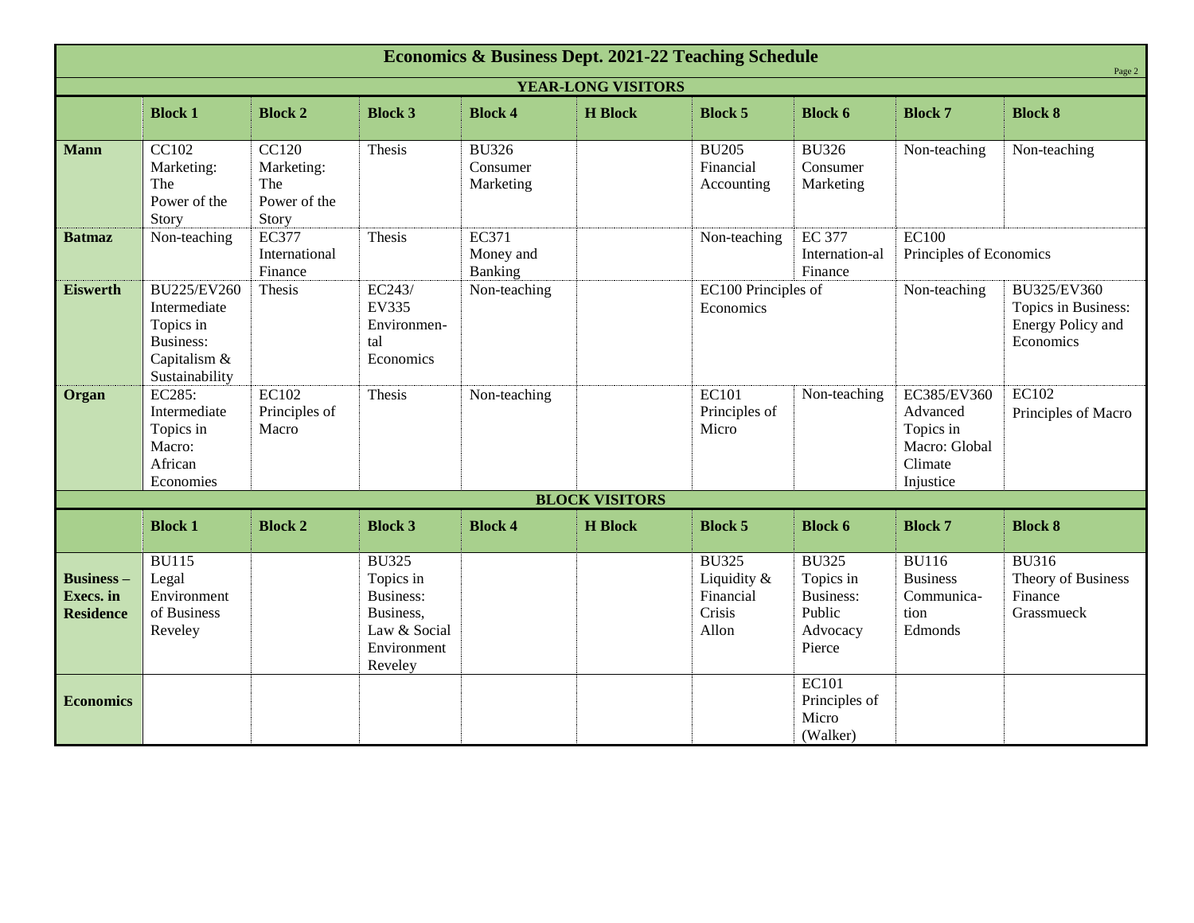# Economics & Business Dept. 2021-22 Teaching Schedule

## YEAR-LONG VISITORS

| | Block 1 | Block 2 | Block 3 | Block 4 | H Block | Block 5 | Block 6 | Block 7 | Block 8 |
|---|---|---|---|---|---|---|---|---|---|
| **Mann** | CC102 Marketing: The Power of the Story | CC120 Marketing: The Power of the Story | Thesis | BU326 Consumer Marketing | | BU205 Financial Accounting | BU326 Consumer Marketing | Non-teaching | Non-teaching |
| **Batmaz** | Non-teaching | EC377 International Finance | Thesis | EC371 Money and Banking | | Non-teaching | EC 377 Internation-al Finance | EC100 Principles of Economics | |
| **Eisworth** | BU225/EV260 Intermediate Topics in Business: Capitalism & Sustainability | Thesis | EC243/ EV335 Environmen-tal Economics | Non-teaching | | EC100 Principles of Economics | | Non-teaching | BU325/EV360 Topics in Business: Energy Policy and Economics |
| **Organ** | EC285: Intermediate Topics in Macro: African Economies | EC102 Principles of Macro | Thesis | Non-teaching | | EC101 Principles of Micro | Non-teaching | EC385/EV360 Advanced Topics in Macro: Global Climate Injustice | EC102 Principles of Macro |

## BLOCK VISITORS

| | Block 1 | Block 2 | Block 3 | Block 4 | H Block | Block 5 | Block 6 | Block 7 | Block 8 |
|---|---|---|---|---|---|---|---|---|---|
| **Business – Execs. in Residence** | BU115 Legal Environment of Business Reveley | | BU325 Topics in Business: Business, Law & Social Environment Reveley | | | BU325 Liquidity & Financial Crisis Allon | BU325 Topics in Business: Public Advocacy Pierce | BU116 Business Communica-tion Edmonds | BU316 Theory of Business Finance Grassmueck |
| **Economics** | | | | | | | EC101 Principles of Micro (Walker) | | |